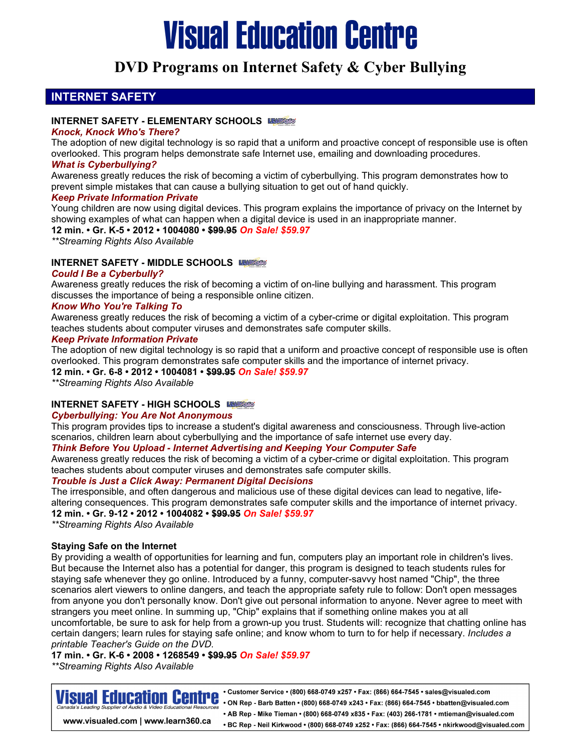# Visual Education Centre

## DVD Programs on Internet Safety & Cyber Bullying

## INTERNET SAFETY

### INTERNET SAFETY - ELEMENTARY SCHOOLS

***Knock, Knock Who's There?***

The adoption of new digital technology is so rapid that a uniform and proactive concept of responsible use is often overlooked. This program helps demonstrate safe Internet use, emailing and downloading procedures.

***What is Cyberbullying?***

Awareness greatly reduces the risk of becoming a victim of cyberbullying. This program demonstrates how to prevent simple mistakes that can cause a bullying situation to get out of hand quickly.

***Keep Private Information Private***

Young children are now using digital devices. This program explains the importance of privacy on the Internet by showing examples of what can happen when a digital device is used in an inappropriate manner.

**12 min. • Gr. K-5 • 2012 • 1004080 • ~~$99.95~~** ***On Sale! $59.97***

*\*\*Streaming Rights Also Available*

### INTERNET SAFETY - MIDDLE SCHOOLS

***Could I Be a Cyberbully?***

Awareness greatly reduces the risk of becoming a victim of on-line bullying and harassment. This program discusses the importance of being a responsible online citizen.

***Know Who You're Talking To***

Awareness greatly reduces the risk of becoming a victim of a cyber-crime or digital exploitation. This program teaches students about computer viruses and demonstrates safe computer skills.

***Keep Private Information Private***

The adoption of new digital technology is so rapid that a uniform and proactive concept of responsible use is often overlooked. This program demonstrates safe computer skills and the importance of internet privacy.

**12 min. • Gr. 6-8 • 2012 • 1004081 • ~~$99.95~~** ***On Sale! $59.97***

*\*\*Streaming Rights Also Available*

### INTERNET SAFETY - HIGH SCHOOLS

***Cyberbullying: You Are Not Anonymous***

This program provides tips to increase a student's digital awareness and consciousness. Through live-action scenarios, children learn about cyberbullying and the importance of safe internet use every day.

***Think Before You Upload - Internet Advertising and Keeping Your Computer Safe***

Awareness greatly reduces the risk of becoming a victim of a cyber-crime or digital exploitation. This program teaches students about computer viruses and demonstrates safe computer skills.

***Trouble is Just a Click Away: Permanent Digital Decisions***

The irresponsible, and often dangerous and malicious use of these digital devices can lead to negative, life-altering consequences. This program demonstrates safe computer skills and the importance of internet privacy.

**12 min. • Gr. 9-12 • 2012 • 1004082 • ~~$99.95~~** ***On Sale! $59.97***

*\*\*Streaming Rights Also Available*

### Staying Safe on the Internet

By providing a wealth of opportunities for learning and fun, computers play an important role in children's lives. But because the Internet also has a potential for danger, this program is designed to teach students rules for staying safe whenever they go online. Introduced by a funny, computer-savvy host named "Chip", the three scenarios alert viewers to online dangers, and teach the appropriate safety rule to follow: Don't open messages from anyone you don't personally know. Don't give out personal information to anyone. Never agree to meet with strangers you meet online. In summing up, "Chip" explains that if something online makes you at all uncomfortable, be sure to ask for help from a grown-up you trust. Students will: recognize that chatting online has certain dangers; learn rules for staying safe online; and know whom to turn to for help if necessary. *Includes a printable Teacher's Guide on the DVD.*

**17 min. • Gr. K-6 • 2008 • 1268549 • ~~$99.95~~** ***On Sale! $59.97***

*\*\*Streaming Rights Also Available*

---

**Visual Education Centre**
*Canada's Leading Supplier of Audio & Video Educational Resources*
**www.visualed.com | www.learn360.ca**

- **Customer Service • (800) 668-0749 x257 • Fax: (866) 664-7545 • sales@visualed.com**
- **ON Rep - Barb Batten • (800) 668-0749 x243 • Fax: (866) 664-7545 • bbatten@visualed.com**
- **AB Rep - Mike Tieman • (800) 668-0749 x835 • Fax: (403) 266-1781 • mtieman@visualed.com**
- **BC Rep - Neil Kirkwood • (800) 668-0749 x252 • Fax: (866) 664-7545 • nkirkwood@visualed.com**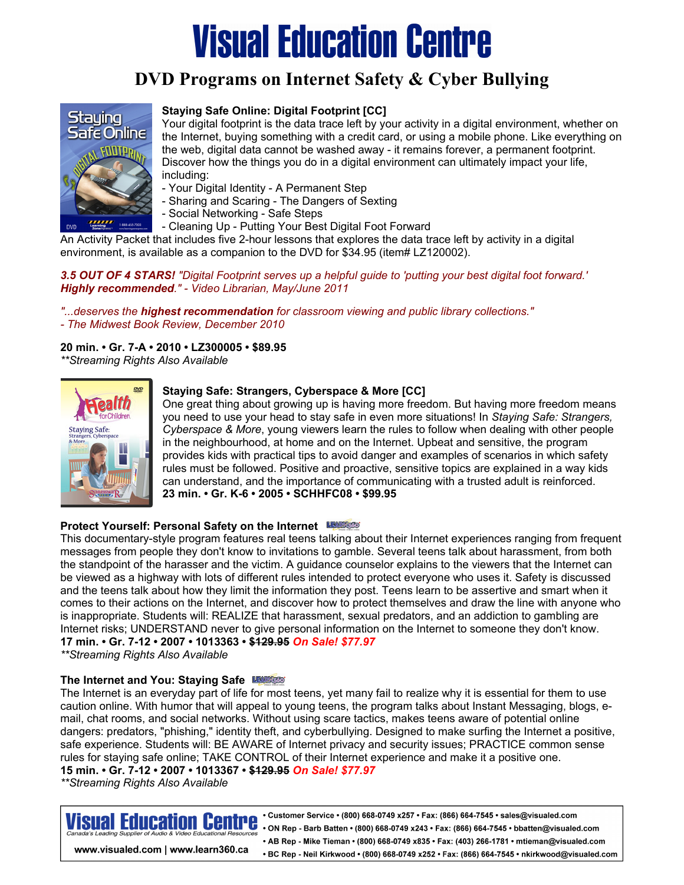# Visual Education Centre

## DVD Programs on Internet Safety & Cyber Bullying

**Staying Safe Online: Digital Footprint [CC]**
Your digital footprint is the data trace left by your activity in a digital environment, whether on the Internet, buying something with a credit card, or using a mobile phone. Like everything on the web, digital data cannot be washed away - it remains forever, a permanent footprint. Discover how the things you do in a digital environment can ultimately impact your life, including:
- Your Digital Identity - A Permanent Step
- Sharing and Scaring - The Dangers of Sexting
- Social Networking - Safe Steps
- Cleaning Up - Putting Your Best Digital Foot Forward

An Activity Packet that includes five 2-hour lessons that explores the data trace left by activity in a digital environment, is available as a companion to the DVD for $34.95 (item# LZ120002).

***3.5 OUT OF 4 STARS!*** *"Digital Footprint serves up a helpful guide to 'putting your best digital foot forward.'* ***Highly recommended****." - Video Librarian, May/June 2011*

*"...deserves the* ***highest recommendation*** *for classroom viewing and public library collections." - The Midwest Book Review, December 2010*

**20 min. • Gr. 7-A • 2010 • LZ300005 • $89.95**
*\*\*Streaming Rights Also Available*

**Staying Safe: Strangers, Cyberspace & More [CC]**
One great thing about growing up is having more freedom. But having more freedom means you need to use your head to stay safe in even more situations! In *Staying Safe: Strangers, Cyberspace & More*, young viewers learn the rules to follow when dealing with other people in the neighbourhood, at home and on the Internet. Upbeat and sensitive, the program provides kids with practical tips to avoid danger and examples of scenarios in which safety rules must be followed. Positive and proactive, sensitive topics are explained in a way kids can understand, and the importance of communicating with a trusted adult is reinforced.
**23 min. • Gr. K-6 • 2005 • SCHHFC08 • $99.95**

**Protect Yourself: Personal Safety on the Internet**
This documentary-style program features real teens talking about their Internet experiences ranging from frequent messages from people they don't know to invitations to gamble. Several teens talk about harassment, from both the standpoint of the harasser and the victim. A guidance counselor explains to the viewers that the Internet can be viewed as a highway with lots of different rules intended to protect everyone who uses it. Safety is discussed and the teens talk about how they limit the information they post. Teens learn to be assertive and smart when it comes to their actions on the Internet, and discover how to protect themselves and draw the line with anyone who is inappropriate. Students will: REALIZE that harassment, sexual predators, and an addiction to gambling are Internet risks; UNDERSTAND never to give personal information on the Internet to someone they don't know.
**17 min. • Gr. 7-12 • 2007 • 1013363 • ~~$129.95~~** ***On Sale! $77.97***
*\*\*Streaming Rights Also Available*

**The Internet and You: Staying Safe**
The Internet is an everyday part of life for most teens, yet many fail to realize why it is essential for them to use caution online. With humor that will appeal to young teens, the program talks about Instant Messaging, blogs, e-mail, chat rooms, and social networks. Without using scare tactics, makes teens aware of potential online dangers: predators, "phishing," identity theft, and cyberbullying. Designed to make surfing the Internet a positive, safe experience. Students will: BE AWARE of Internet privacy and security issues; PRACTICE common sense rules for staying safe online; TAKE CONTROL of their Internet experience and make it a positive one.
**15 min. • Gr. 7-12 • 2007 • 1013367 • ~~$129.95~~** ***On Sale! $77.97***
*\*\*Streaming Rights Also Available*

**Visual Education Centre**
*Canada's Leading Supplier of Audio & Video Educational Resources*
www.visualed.com | www.learn360.ca

- Customer Service • (800) 668-0749 x257 • Fax: (866) 664-7545 • sales@visualed.com
- ON Rep - Barb Batten • (800) 668-0749 x243 • Fax: (866) 664-7545 • bbatten@visualed.com
- AB Rep - Mike Tieman • (800) 668-0749 x835 • Fax: (403) 266-1781 • mtieman@visualed.com
- BC Rep - Neil Kirkwood • (800) 668-0749 x252 • Fax: (866) 664-7545 • nkirkwood@visualed.com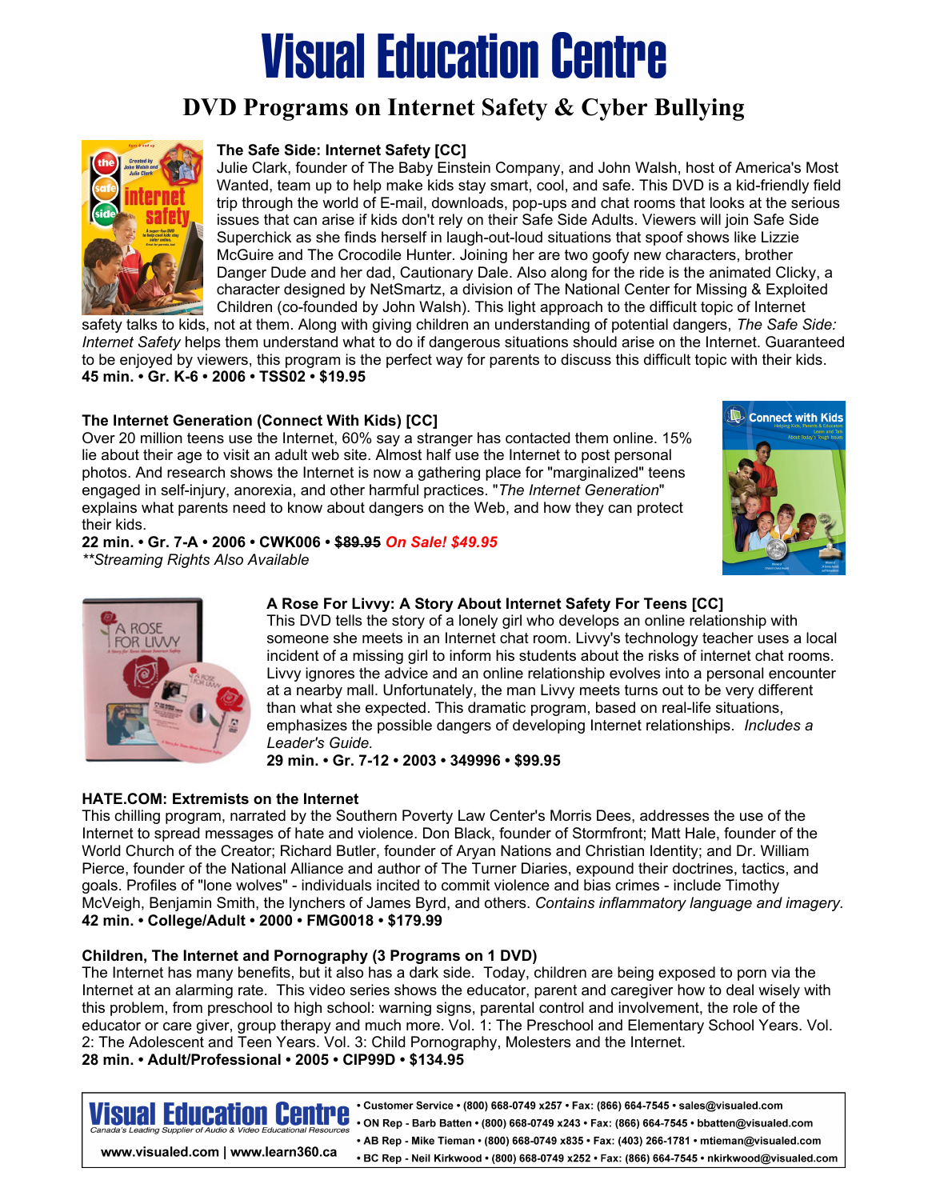# Visual Education Centre

## DVD Programs on Internet Safety & Cyber Bullying

**The Safe Side: Internet Safety [CC]**
Julie Clark, founder of The Baby Einstein Company, and John Walsh, host of America's Most Wanted, team up to help make kids stay smart, cool, and safe. This DVD is a kid-friendly field trip through the world of E-mail, downloads, pop-ups and chat rooms that looks at the serious issues that can arise if kids don't rely on their Safe Side Adults. Viewers will join Safe Side Superchick as she finds herself in laugh-out-loud situations that spoof shows like Lizzie McGuire and The Crocodile Hunter. Joining her are two goofy new characters, brother Danger Dude and her dad, Cautionary Dale. Also along for the ride is the animated Clicky, a character designed by NetSmartz, a division of The National Center for Missing & Exploited Children (co-founded by John Walsh). This light approach to the difficult topic of Internet safety talks to kids, not at them. Along with giving children an understanding of potential dangers, *The Safe Side: Internet Safety* helps them understand what to do if dangerous situations should arise on the Internet. Guaranteed to be enjoyed by viewers, this program is the perfect way for parents to discuss this difficult topic with their kids.
**45 min. • Gr. K-6 • 2006 • TSS02 • $19.95**

**The Internet Generation (Connect With Kids) [CC]**
Over 20 million teens use the Internet, 60% say a stranger has contacted them online. 15% lie about their age to visit an adult web site. Almost half use the Internet to post personal photos. And research shows the Internet is now a gathering place for "marginalized" teens engaged in self-injury, anorexia, and other harmful practices. "*The Internet Generation*" explains what parents need to know about dangers on the Web, and how they can protect their kids.
**22 min. • Gr. 7-A • 2006 • CWK006 • ~~$89.95~~ *On Sale! $49.95***
*\*\*Streaming Rights Also Available*

**A Rose For Livvy: A Story About Internet Safety For Teens [CC]**
This DVD tells the story of a lonely girl who develops an online relationship with someone she meets in an Internet chat room. Livvy's technology teacher uses a local incident of a missing girl to inform his students about the risks of internet chat rooms. Livvy ignores the advice and an online relationship evolves into a personal encounter at a nearby mall. Unfortunately, the man Livvy meets turns out to be very different than what she expected. This dramatic program, based on real-life situations, emphasizes the possible dangers of developing Internet relationships. *Includes a Leader's Guide.*
**29 min. • Gr. 7-12 • 2003 • 349996 • $99.95**

**HATE.COM: Extremists on the Internet**
This chilling program, narrated by the Southern Poverty Law Center's Morris Dees, addresses the use of the Internet to spread messages of hate and violence. Don Black, founder of Stormfront; Matt Hale, founder of the World Church of the Creator; Richard Butler, founder of Aryan Nations and Christian Identity; and Dr. William Pierce, founder of the National Alliance and author of The Turner Diaries, expound their doctrines, tactics, and goals. Profiles of "lone wolves" - individuals incited to commit violence and bias crimes - include Timothy McVeigh, Benjamin Smith, the lynchers of James Byrd, and others. *Contains inflammatory language and imagery.*
**42 min. • College/Adult • 2000 • FMG0018 • $179.99**

**Children, The Internet and Pornography (3 Programs on 1 DVD)**
The Internet has many benefits, but it also has a dark side. Today, children are being exposed to porn via the Internet at an alarming rate. This video series shows the educator, parent and caregiver how to deal wisely with this problem, from preschool to high school: warning signs, parental control and involvement, the role of the educator or care giver, group therapy and much more. Vol. 1: The Preschool and Elementary School Years. Vol. 2: The Adolescent and Teen Years. Vol. 3: Child Pornography, Molesters and the Internet.
**28 min. • Adult/Professional • 2005 • CIP99D • $134.95**

**Visual Education Centre**
Canada's Leading Supplier of Audio & Video Educational Resources
www.visualed.com | www.learn360.ca

- Customer Service • (800) 668-0749 x257 • Fax: (866) 664-7545 • sales@visualed.com
- ON Rep - Barb Batten • (800) 668-0749 x243 • Fax: (866) 664-7545 • bbatten@visualed.com
- AB Rep - Mike Tieman • (800) 668-0749 x835 • Fax: (403) 266-1781 • mtieman@visualed.com
- BC Rep - Neil Kirkwood • (800) 668-0749 x252 • Fax: (866) 664-7545 • nkirkwood@visualed.com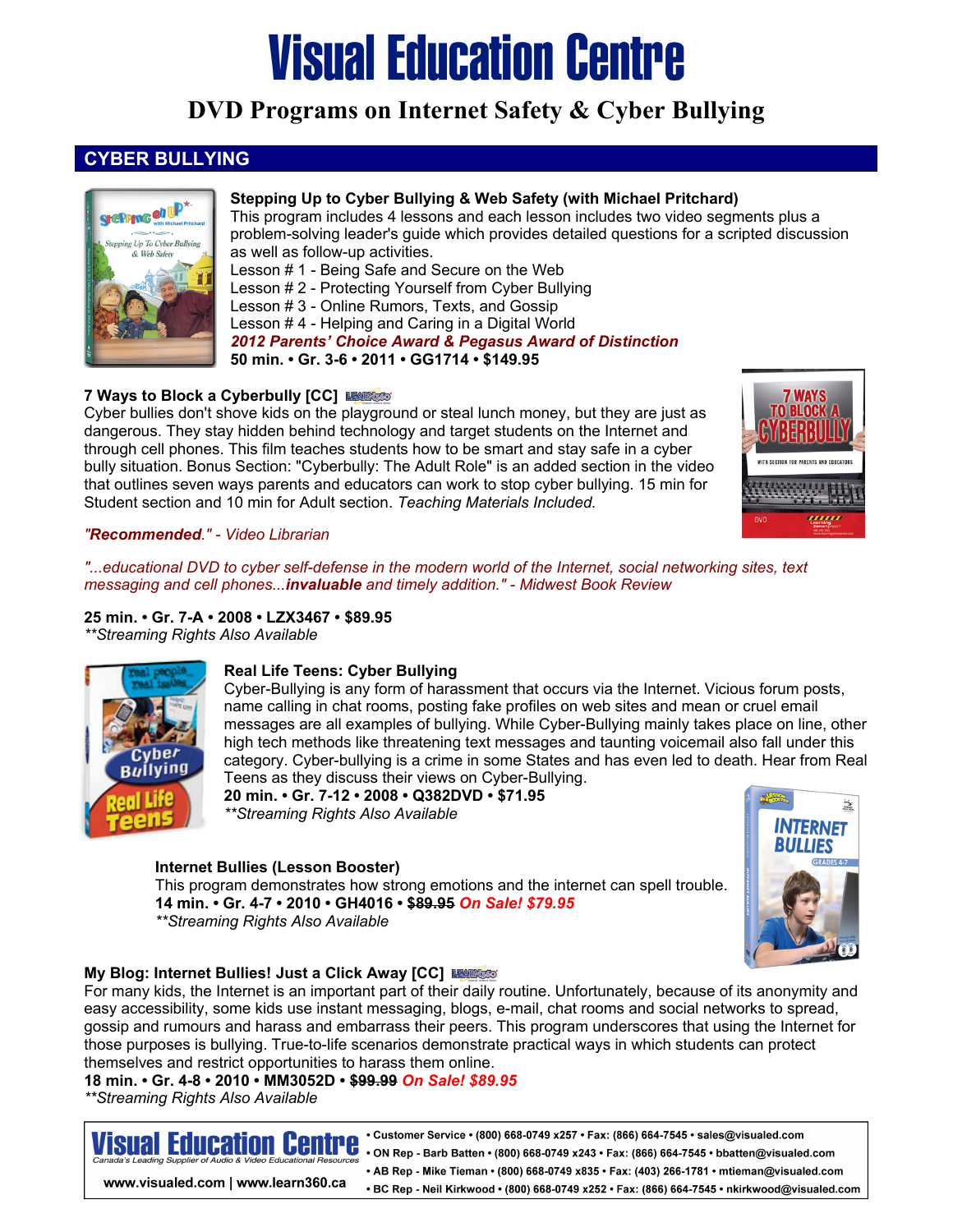# Visual Education Centre

## DVD Programs on Internet Safety & Cyber Bullying

## CYBER BULLYING

**Stepping Up to Cyber Bullying & Web Safety (with Michael Pritchard)**
This program includes 4 lessons and each lesson includes two video segments plus a problem-solving leader's guide which provides detailed questions for a scripted discussion as well as follow-up activities.
Lesson # 1 - Being Safe and Secure on the Web
Lesson # 2 - Protecting Yourself from Cyber Bullying
Lesson # 3 - Online Rumors, Texts, and Gossip
Lesson # 4 - Helping and Caring in a Digital World
***2012 Parents' Choice Award & Pegasus Award of Distinction***
**50 min. • Gr. 3-6 • 2011 • GG1714 • $149.95**

**7 Ways to Block a Cyberbully [CC]**
Cyber bullies don't shove kids on the playground or steal lunch money, but they are just as dangerous. They stay hidden behind technology and target students on the Internet and through cell phones. This film teaches students how to be smart and stay safe in a cyber bully situation. Bonus Section: "Cyberbully: The Adult Role" is an added section in the video that outlines seven ways parents and educators can work to stop cyber bullying. 15 min for Student section and 10 min for Adult section. *Teaching Materials Included.*

*"**Recommended**." - Video Librarian*

*"...educational DVD to cyber self-defense in the modern world of the Internet, social networking sites, text messaging and cell phones...**invaluable** and timely addition." - Midwest Book Review*

**25 min. • Gr. 7-A • 2008 • LZX3467 • $89.95**
*\*\*Streaming Rights Also Available*

**Real Life Teens: Cyber Bullying**
Cyber-Bullying is any form of harassment that occurs via the Internet. Vicious forum posts, name calling in chat rooms, posting fake profiles on web sites and mean or cruel email messages are all examples of bullying. While Cyber-Bullying mainly takes place on line, other high tech methods like threatening text messages and taunting voicemail also fall under this category. Cyber-bullying is a crime in some States and has even led to death. Hear from Real Teens as they discuss their views on Cyber-Bullying.
**20 min. • Gr. 7-12 • 2008 • Q382DVD • $71.95**
*\*\*Streaming Rights Also Available*

**Internet Bullies (Lesson Booster)**
This program demonstrates how strong emotions and the internet can spell trouble.
**14 min. • Gr. 4-7 • 2010 • GH4016 • ~~$89.95~~ *On Sale! $79.95***
*\*\*Streaming Rights Also Available*

**My Blog: Internet Bullies! Just a Click Away [CC]**
For many kids, the Internet is an important part of their daily routine. Unfortunately, because of its anonymity and easy accessibility, some kids use instant messaging, blogs, e-mail, chat rooms and social networks to spread, gossip and rumours and harass and embarrass their peers. This program underscores that using the Internet for those purposes is bullying. True-to-life scenarios demonstrate practical ways in which students can protect themselves and restrict opportunities to harass them online.
**18 min. • Gr. 4-8 • 2010 • MM3052D • ~~$99.99~~ *On Sale! $89.95***
*\*\*Streaming Rights Also Available*

**Visual Education Centre**
Canada's Leading Supplier of Audio & Video Educational Resources
www.visualed.com | www.learn360.ca

- Customer Service • (800) 668-0749 x257 • Fax: (866) 664-7545 • sales@visualed.com
- ON Rep - Barb Batten • (800) 668-0749 x243 • Fax: (866) 664-7545 • bbatten@visualed.com
- AB Rep - Mike Tieman • (800) 668-0749 x835 • Fax: (403) 266-1781 • mtieman@visualed.com
- BC Rep - Neil Kirkwood • (800) 668-0749 x252 • Fax: (866) 664-7545 • nkirkwood@visualed.com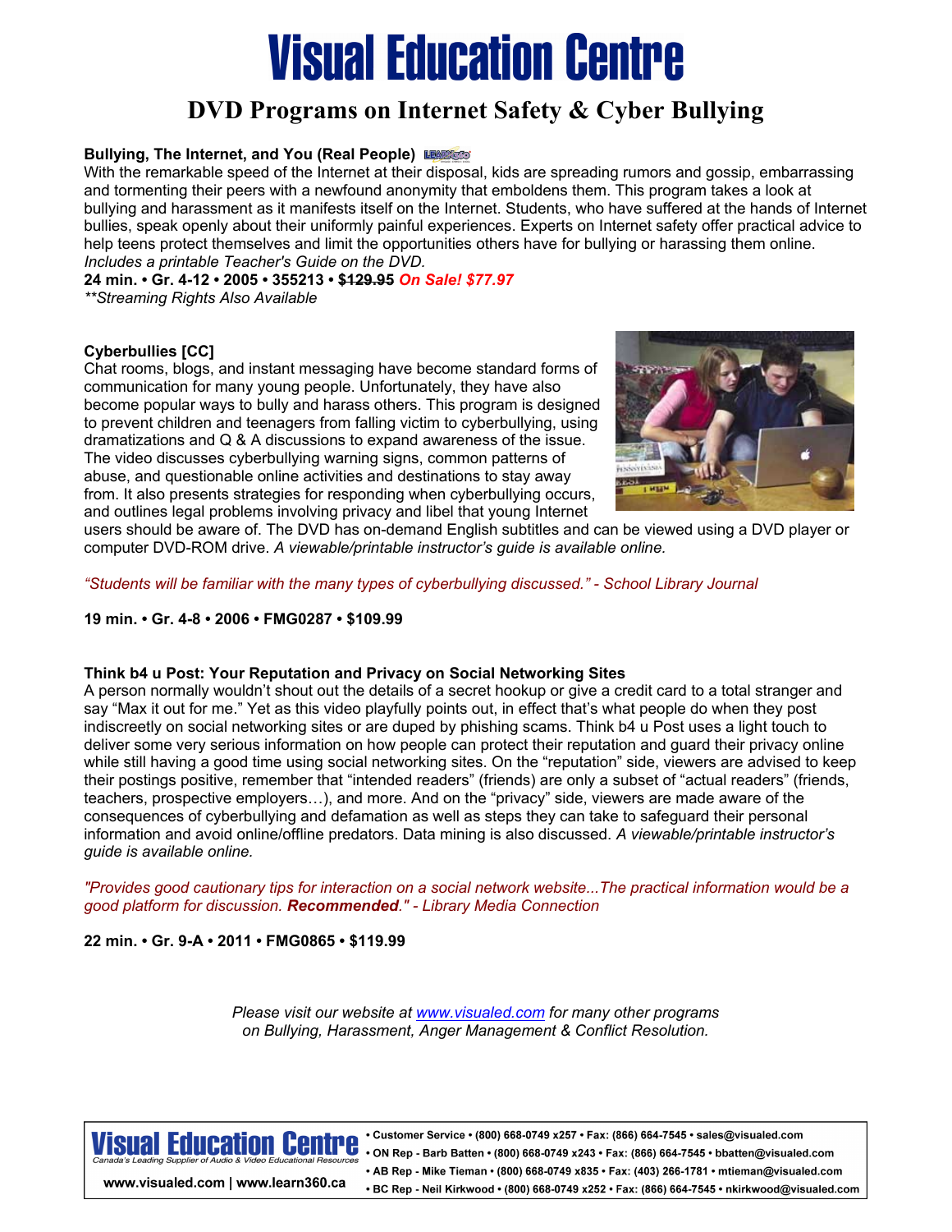# Visual Education Centre

## DVD Programs on Internet Safety & Cyber Bullying

**Bullying, The Internet, and You (Real People)**

With the remarkable speed of the Internet at their disposal, kids are spreading rumors and gossip, embarrassing and tormenting their peers with a newfound anonymity that emboldens them. This program takes a look at bullying and harassment as it manifests itself on the Internet. Students, who have suffered at the hands of Internet bullies, speak openly about their uniformly painful experiences. Experts on Internet safety offer practical advice to help teens protect themselves and limit the opportunities others have for bullying or harassing them online. *Includes a printable Teacher's Guide on the DVD.*

**24 min. • Gr. 4-12 • 2005 • 355213 • ~~$129.95~~** ***On Sale! $77.97***

*\*\*Streaming Rights Also Available*

**Cyberbullies [CC]**

Chat rooms, blogs, and instant messaging have become standard forms of communication for many young people. Unfortunately, they have also become popular ways to bully and harass others. This program is designed to prevent children and teenagers from falling victim to cyberbullying, using dramatizations and Q & A discussions to expand awareness of the issue. The video discusses cyberbullying warning signs, common patterns of abuse, and questionable online activities and destinations to stay away from. It also presents strategies for responding when cyberbullying occurs, and outlines legal problems involving privacy and libel that young Internet users should be aware of. The DVD has on-demand English subtitles and can be viewed using a DVD player or computer DVD-ROM drive. *A viewable/printable instructor's guide is available online.*

*"Students will be familiar with the many types of cyberbullying discussed." - School Library Journal*

**19 min. • Gr. 4-8 • 2006 • FMG0287 • $109.99**

**Think b4 u Post: Your Reputation and Privacy on Social Networking Sites**

A person normally wouldn't shout out the details of a secret hookup or give a credit card to a total stranger and say "Max it out for me." Yet as this video playfully points out, in effect that's what people do when they post indiscreetly on social networking sites or are duped by phishing scams. Think b4 u Post uses a light touch to deliver some very serious information on how people can protect their reputation and guard their privacy online while still having a good time using social networking sites. On the "reputation" side, viewers are advised to keep their postings positive, remember that "intended readers" (friends) are only a subset of "actual readers" (friends, teachers, prospective employers…), and more. And on the "privacy" side, viewers are made aware of the consequences of cyberbullying and defamation as well as steps they can take to safeguard their personal information and avoid online/offline predators. Data mining is also discussed. *A viewable/printable instructor's guide is available online.*

*"Provides good cautionary tips for interaction on a social network website...The practical information would be a good platform for discussion.* ***Recommended****." - Library Media Connection*

**22 min. • Gr. 9-A • 2011 • FMG0865 • $119.99**

*Please visit our website at www.visualed.com for many other programs on Bullying, Harassment, Anger Management & Conflict Resolution.*

**Visual Education Centre**
*Canada's Leading Supplier of Audio & Video Educational Resources*
**www.visualed.com | www.learn360.ca**

- **Customer Service • (800) 668-0749 x257 • Fax: (866) 664-7545 • sales@visualed.com**
- **ON Rep - Barb Batten • (800) 668-0749 x243 • Fax: (866) 664-7545 • bbatten@visualed.com**
- **AB Rep - Mike Tieman • (800) 668-0749 x835 • Fax: (403) 266-1781 • mtieman@visualed.com**
- **BC Rep - Neil Kirkwood • (800) 668-0749 x252 • Fax: (866) 664-7545 • nkirkwood@visualed.com**